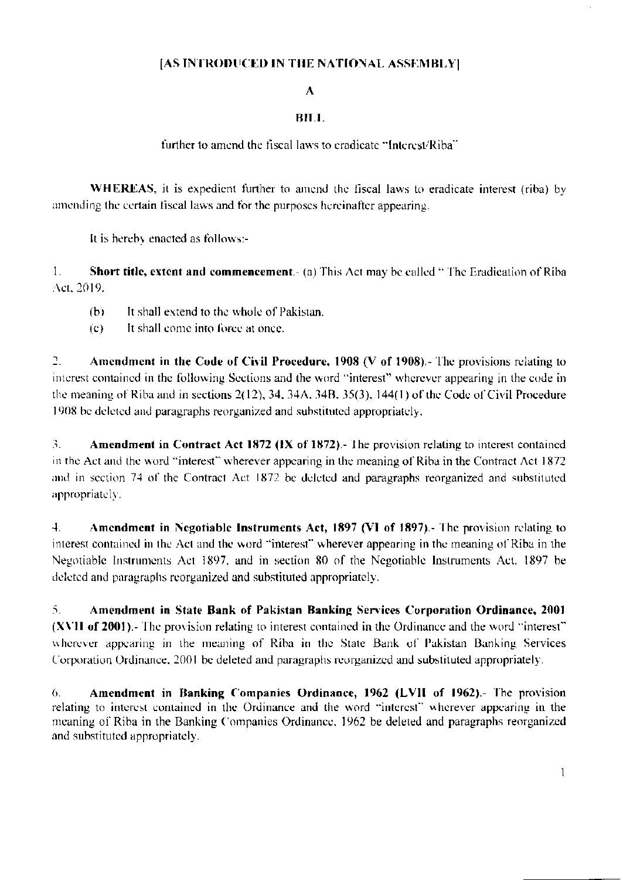**[AS INTRODUCED IN THE NATIONAL ASSEMBLY]**

**A**

**BILL**

further to amend the fiscal laws to eradicate "Interest/Riba"

**WHEREAS**, it is expedient further to amend the fiscal laws to eradicate interest (riba) by amending the certain fiscal laws and for the purposes hereinafter appearing.

It is hereby enacted as follows:-

1. **Short title, extent and commencement**.- (a) This Act may be called " The Eradication of Riba Act, 2019.

   (b) It shall extend to the whole of Pakistan.

   (c) It shall come into force at once.

2. **Amendment in the Code of Civil Procedure, 1908 (V of 1908)**.- The provisions relating to interest contained in the following Sections and the word "interest" wherever appearing in the code in the meaning of Riba and in sections 2(12), 34, 34A, 34B, 35(3), 144(1) of the Code of Civil Procedure 1908 be deleted and paragraphs reorganized and substituted appropriately.

3. **Amendment in Contract Act 1872 (IX of 1872)**.- The provision relating to interest contained in the Act and the word "interest" wherever appearing in the meaning of Riba in the Contract Act 1872 and in section 74 of the Contract Act 1872 be deleted and paragraphs reorganized and substituted appropriately.

4. **Amendment in Negotiable Instruments Act, 1897 (VI of 1897)**.- The provision relating to interest contained in the Act and the word "interest" wherever appearing in the meaning of Riba in the Negotiable Instruments Act 1897, and in section 80 of the Negotiable Instruments Act, 1897 be deleted and paragraphs reorganized and substituted appropriately.

5. **Amendment in State Bank of Pakistan Banking Services Corporation Ordinance, 2001 (XVII of 2001)**.- The provision relating to interest contained in the Ordinance and the word "interest" wherever appearing in the meaning of Riba in the State Bank of Pakistan Banking Services Corporation Ordinance, 2001 be deleted and paragraphs reorganized and substituted appropriately.

6. **Amendment in Banking Companies Ordinance, 1962 (LVII of 1962)**.- The provision relating to interest contained in the Ordinance and the word "interest" wherever appearing in the meaning of Riba in the Banking Companies Ordinance, 1962 be deleted and paragraphs reorganized and substituted appropriately.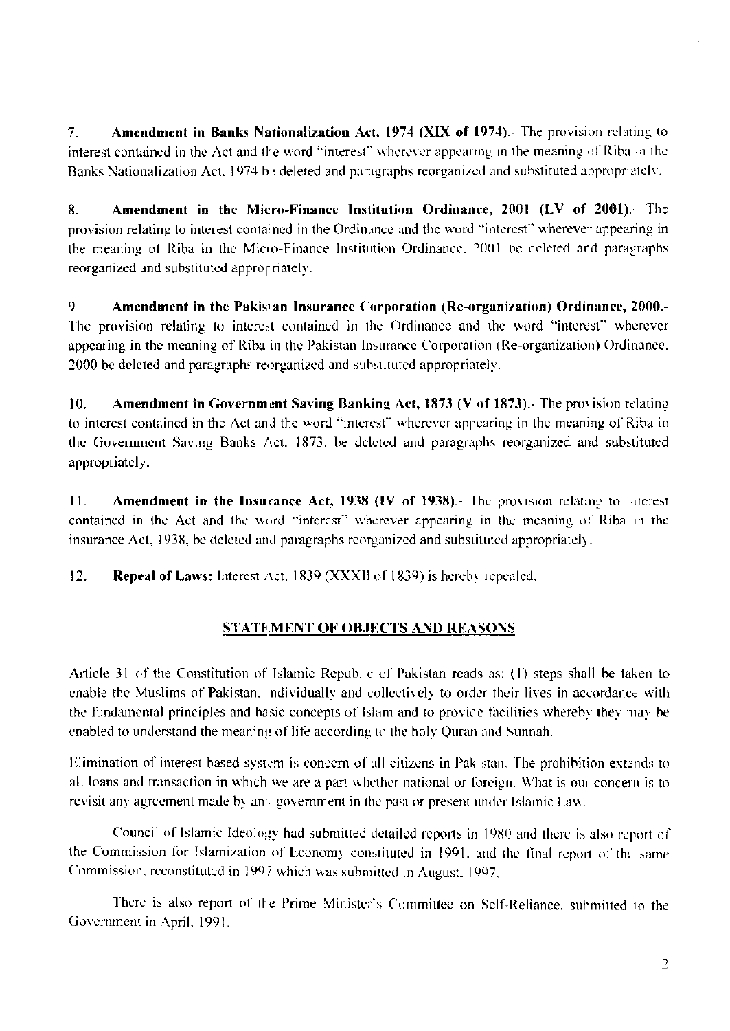7. **Amendment in Banks Nationalization Act, 1974 (XIX of 1974).**- The provision relating to interest contained in the Act and the word "interest" wherever appearing in the meaning of Riba in the Banks Nationalization Act, 1974 be deleted and paragraphs reorganized and substituted appropriately.

8. **Amendment in the Micro-Finance Institution Ordinance, 2001 (LV of 2001).**- The provision relating to interest contained in the Ordinance and the word "interest" wherever appearing in the meaning of Riba in the Micro-Finance Institution Ordinance, 2001 be deleted and paragraphs reorganized and substituted appropriately.

9. **Amendment in the Pakistan Insurance Corporation (Re-organization) Ordinance, 2000.**- The provision relating to interest contained in the Ordinance and the word "interest" wherever appearing in the meaning of Riba in the Pakistan Insurance Corporation (Re-organization) Ordinance, 2000 be deleted and paragraphs reorganized and substituted appropriately.

10. **Amendment in Government Saving Banking Act, 1873 (V of 1873).**- The provision relating to interest contained in the Act and the word "interest" wherever appearing in the meaning of Riba in the Government Saving Banks Act, 1873, be deleted and paragraphs reorganized and substituted appropriately.

11. **Amendment in the Insurance Act, 1938 (IV of 1938).**- The provision relating to interest contained in the Act and the word "interest" wherever appearing in the meaning of Riba in the insurance Act, 1938, be deleted and paragraphs reorganized and substituted appropriately.

12. **Repeal of Laws:** Interest Act, 1839 (XXXII of 1839) is hereby repealed.

## STATEMENT OF OBJECTS AND REASONS

Article 31 of the Constitution of Islamic Republic of Pakistan reads as: (1) steps shall be taken to enable the Muslims of Pakistan, individually and collectively to order their lives in accordance with the fundamental principles and basic concepts of Islam and to provide facilities whereby they may be enabled to understand the meaning of life according to the holy Quran and Sunnah.

Elimination of interest based system is concern of all citizens in Pakistan. The prohibition extends to all loans and transaction in which we are a part whether national or foreign. What is our concern is to revisit any agreement made by any government in the past or present under Islamic Law.

Council of Islamic Ideology had submitted detailed reports in 1980 and there is also report of the Commission for Islamization of Economy constituted in 1991, and the final report of the same Commission, reconstituted in 1997 which was submitted in August, 1997.

There is also report of the Prime Minister's Committee on Self-Reliance, submitted to the Government in April, 1991.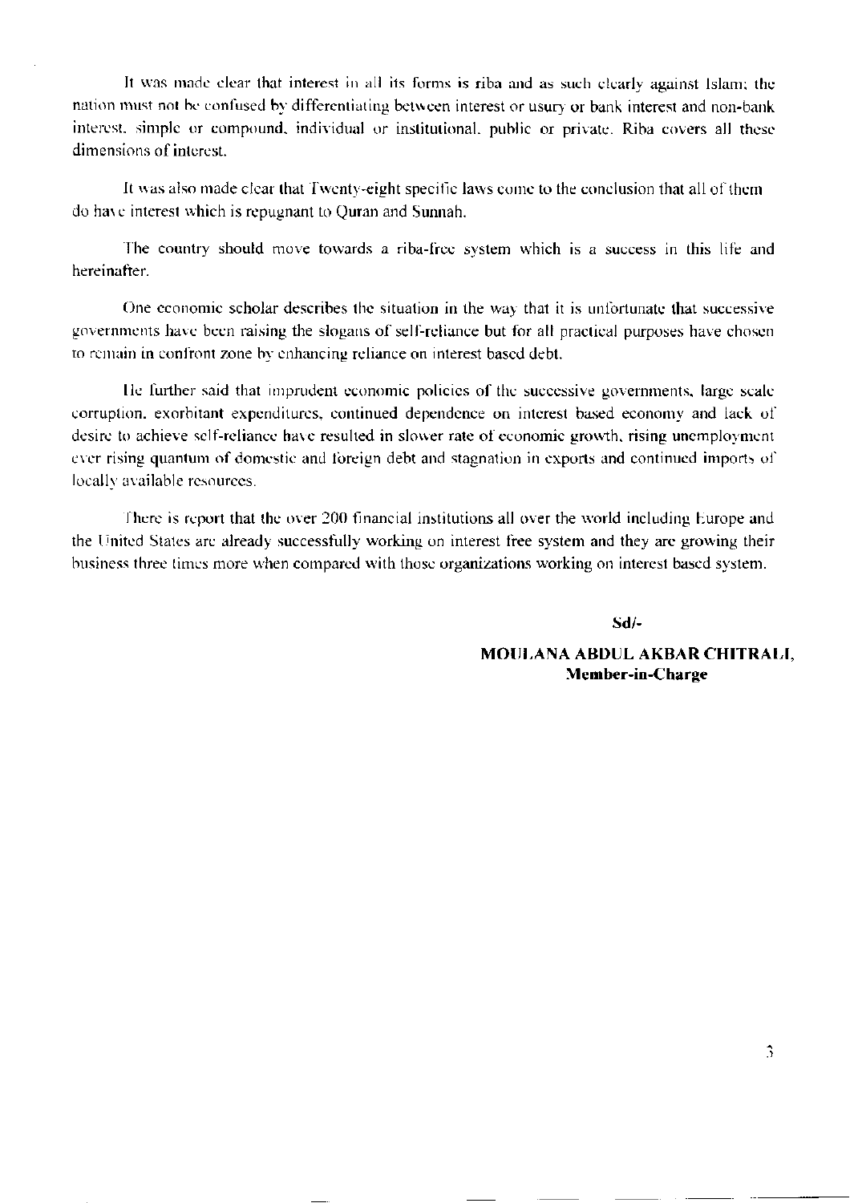It was made clear that interest in all its forms is riba and as such clearly against Islam; the nation must not be confused by differentiating between interest or usury or bank interest and non-bank interest, simple or compound, individual or institutional, public or private. Riba covers all these dimensions of interest.

It was also made clear that Twenty-eight specific laws come to the conclusion that all of them do have interest which is repugnant to Quran and Sunnah.

The country should move towards a riba-free system which is a success in this life and hereinafter.

One economic scholar describes the situation in the way that it is unfortunate that successive governments have been raising the slogans of self-reliance but for all practical purposes have chosen to remain in confront zone by enhancing reliance on interest based debt.

He further said that imprudent economic policies of the successive governments, large scale corruption, exorbitant expenditures, continued dependence on interest based economy and lack of desire to achieve self-reliance have resulted in slower rate of economic growth, rising unemployment ever rising quantum of domestic and foreign debt and stagnation in exports and continued imports of locally available resources.

There is report that the over 200 financial institutions all over the world including Europe and the United States are already successfully working on interest free system and they are growing their business three times more when compared with those organizations working on interest based system.

**Sd/-**

**MOULANA ABDUL AKBAR CHITRALI,**
**Member-in-Charge**